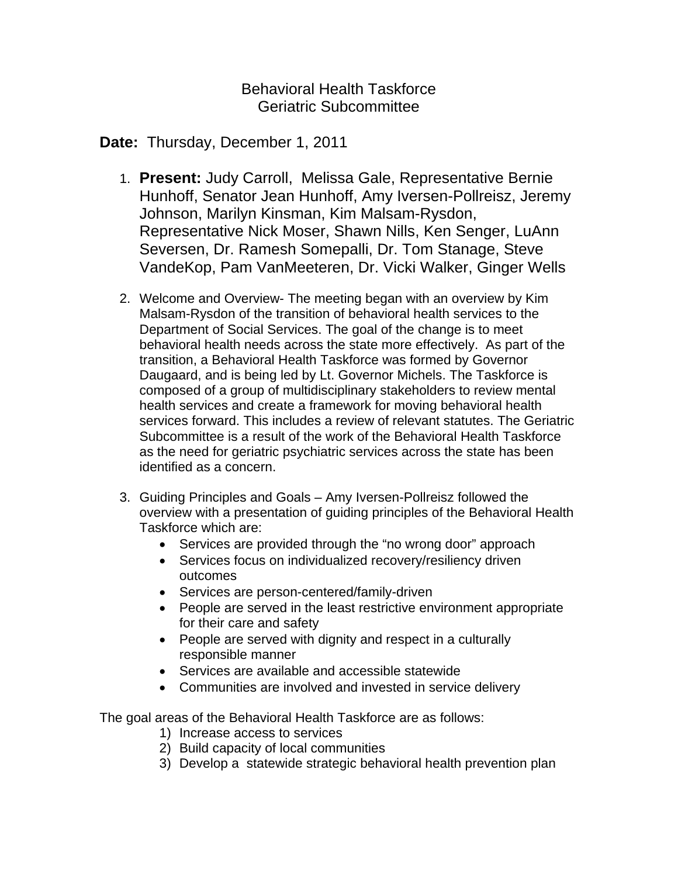# Behavioral Health Taskforce
## Geriatric Subcommittee

**Date:** Thursday, December 1, 2011

1. **Present:** Judy Carroll, Melissa Gale, Representative Bernie Hunhoff, Senator Jean Hunhoff, Amy Iversen-Pollreisz, Jeremy Johnson, Marilyn Kinsman, Kim Malsam-Rysdon, Representative Nick Moser, Shawn Nills, Ken Senger, LuAnn Seversen, Dr. Ramesh Somepalli, Dr. Tom Stanage, Steve VandeKop, Pam VanMeeteren, Dr. Vicki Walker, Ginger Wells

2. Welcome and Overview- The meeting began with an overview by Kim Malsam-Rysdon of the transition of behavioral health services to the Department of Social Services. The goal of the change is to meet behavioral health needs across the state more effectively. As part of the transition, a Behavioral Health Taskforce was formed by Governor Daugaard, and is being led by Lt. Governor Michels. The Taskforce is composed of a group of multidisciplinary stakeholders to review mental health services and create a framework for moving behavioral health services forward. This includes a review of relevant statutes. The Geriatric Subcommittee is a result of the work of the Behavioral Health Taskforce as the need for geriatric psychiatric services across the state has been identified as a concern.

3. Guiding Principles and Goals – Amy Iversen-Pollreisz followed the overview with a presentation of guiding principles of the Behavioral Health Taskforce which are:
   - Services are provided through the "no wrong door" approach
   - Services focus on individualized recovery/resiliency driven outcomes
   - Services are person-centered/family-driven
   - People are served in the least restrictive environment appropriate for their care and safety
   - People are served with dignity and respect in a culturally responsible manner
   - Services are available and accessible statewide
   - Communities are involved and invested in service delivery

The goal areas of the Behavioral Health Taskforce are as follows:

1) Increase access to services
2) Build capacity of local communities
3) Develop a statewide strategic behavioral health prevention plan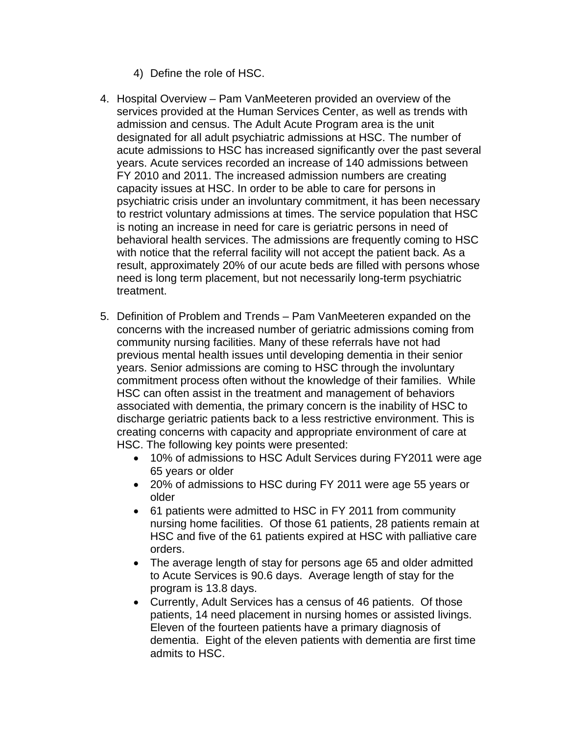4) Define the role of HSC.

4. Hospital Overview – Pam VanMeeteren provided an overview of the services provided at the Human Services Center, as well as trends with admission and census. The Adult Acute Program area is the unit designated for all adult psychiatric admissions at HSC. The number of acute admissions to HSC has increased significantly over the past several years. Acute services recorded an increase of 140 admissions between FY 2010 and 2011. The increased admission numbers are creating capacity issues at HSC. In order to be able to care for persons in psychiatric crisis under an involuntary commitment, it has been necessary to restrict voluntary admissions at times. The service population that HSC is noting an increase in need for care is geriatric persons in need of behavioral health services. The admissions are frequently coming to HSC with notice that the referral facility will not accept the patient back. As a result, approximately 20% of our acute beds are filled with persons whose need is long term placement, but not necessarily long-term psychiatric treatment.

5. Definition of Problem and Trends – Pam VanMeeteren expanded on the concerns with the increased number of geriatric admissions coming from community nursing facilities. Many of these referrals have not had previous mental health issues until developing dementia in their senior years. Senior admissions are coming to HSC through the involuntary commitment process often without the knowledge of their families. While HSC can often assist in the treatment and management of behaviors associated with dementia, the primary concern is the inability of HSC to discharge geriatric patients back to a less restrictive environment. This is creating concerns with capacity and appropriate environment of care at HSC. The following key points were presented:
   - 10% of admissions to HSC Adult Services during FY2011 were age 65 years or older
   - 20% of admissions to HSC during FY 2011 were age 55 years or older
   - 61 patients were admitted to HSC in FY 2011 from community nursing home facilities. Of those 61 patients, 28 patients remain at HSC and five of the 61 patients expired at HSC with palliative care orders.
   - The average length of stay for persons age 65 and older admitted to Acute Services is 90.6 days. Average length of stay for the program is 13.8 days.
   - Currently, Adult Services has a census of 46 patients. Of those patients, 14 need placement in nursing homes or assisted livings. Eleven of the fourteen patients have a primary diagnosis of dementia. Eight of the eleven patients with dementia are first time admits to HSC.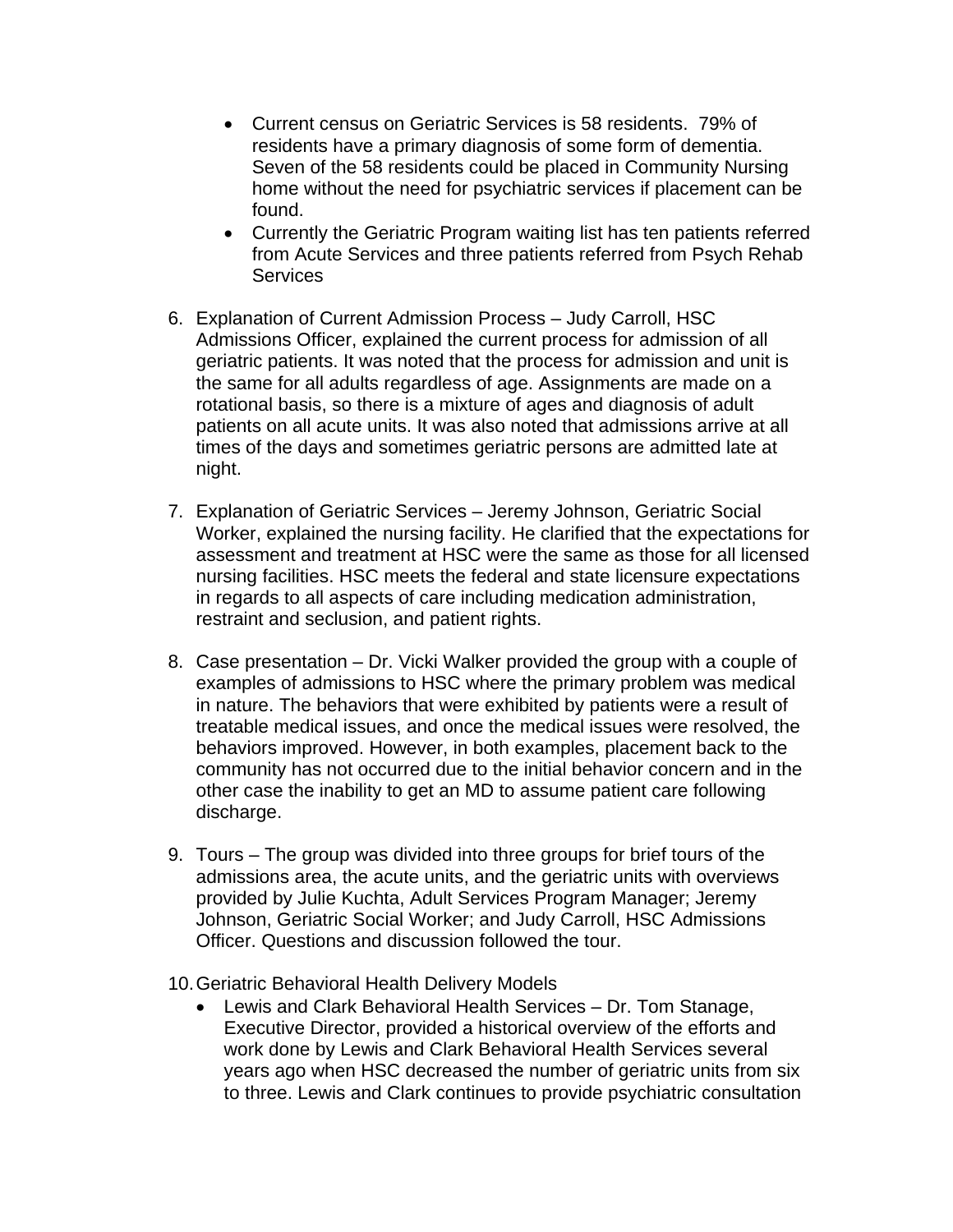- Current census on Geriatric Services is 58 residents.  79% of residents have a primary diagnosis of some form of dementia. Seven of the 58 residents could be placed in Community Nursing home without the need for psychiatric services if placement can be found.
- Currently the Geriatric Program waiting list has ten patients referred from Acute Services and three patients referred from Psych Rehab Services

6. Explanation of Current Admission Process – Judy Carroll, HSC Admissions Officer, explained the current process for admission of all geriatric patients. It was noted that the process for admission and unit is the same for all adults regardless of age. Assignments are made on a rotational basis, so there is a mixture of ages and diagnosis of adult patients on all acute units. It was also noted that admissions arrive at all times of the days and sometimes geriatric persons are admitted late at night.

7. Explanation of Geriatric Services – Jeremy Johnson, Geriatric Social Worker, explained the nursing facility. He clarified that the expectations for assessment and treatment at HSC were the same as those for all licensed nursing facilities. HSC meets the federal and state licensure expectations in regards to all aspects of care including medication administration, restraint and seclusion, and patient rights.

8. Case presentation – Dr. Vicki Walker provided the group with a couple of examples of admissions to HSC where the primary problem was medical in nature. The behaviors that were exhibited by patients were a result of treatable medical issues, and once the medical issues were resolved, the behaviors improved. However, in both examples, placement back to the community has not occurred due to the initial behavior concern and in the other case the inability to get an MD to assume patient care following discharge.

9. Tours – The group was divided into three groups for brief tours of the admissions area, the acute units, and the geriatric units with overviews provided by Julie Kuchta, Adult Services Program Manager; Jeremy Johnson, Geriatric Social Worker; and Judy Carroll, HSC Admissions Officer. Questions and discussion followed the tour.

10. Geriatric Behavioral Health Delivery Models
    - Lewis and Clark Behavioral Health Services – Dr. Tom Stanage, Executive Director, provided a historical overview of the efforts and work done by Lewis and Clark Behavioral Health Services several years ago when HSC decreased the number of geriatric units from six to three. Lewis and Clark continues to provide psychiatric consultation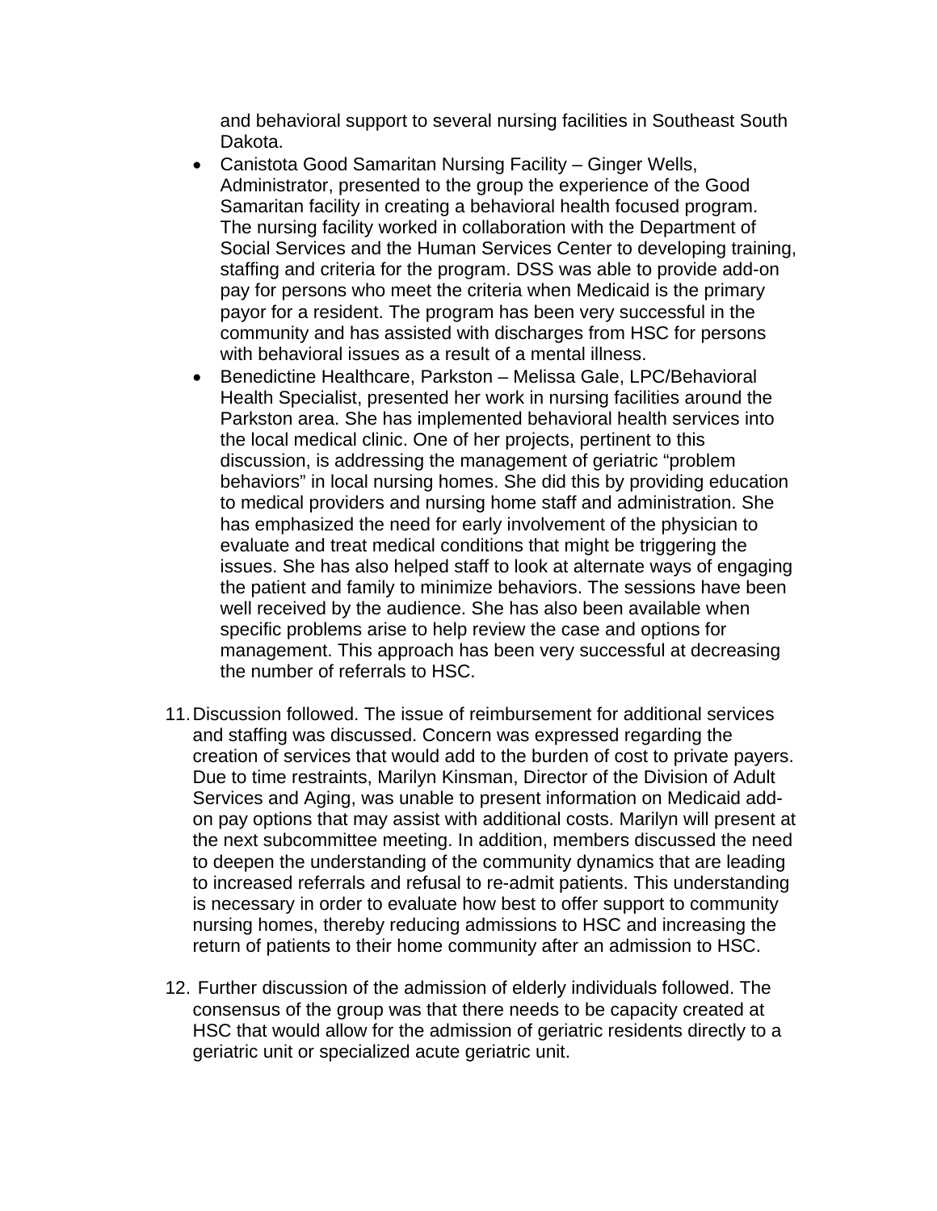and behavioral support to several nursing facilities in Southeast South Dakota.

- Canistota Good Samaritan Nursing Facility – Ginger Wells, Administrator, presented to the group the experience of the Good Samaritan facility in creating a behavioral health focused program. The nursing facility worked in collaboration with the Department of Social Services and the Human Services Center to developing training, staffing and criteria for the program. DSS was able to provide add-on pay for persons who meet the criteria when Medicaid is the primary payor for a resident. The program has been very successful in the community and has assisted with discharges from HSC for persons with behavioral issues as a result of a mental illness.
- Benedictine Healthcare, Parkston – Melissa Gale, LPC/Behavioral Health Specialist, presented her work in nursing facilities around the Parkston area. She has implemented behavioral health services into the local medical clinic. One of her projects, pertinent to this discussion, is addressing the management of geriatric "problem behaviors" in local nursing homes. She did this by providing education to medical providers and nursing home staff and administration. She has emphasized the need for early involvement of the physician to evaluate and treat medical conditions that might be triggering the issues. She has also helped staff to look at alternate ways of engaging the patient and family to minimize behaviors. The sessions have been well received by the audience. She has also been available when specific problems arise to help review the case and options for management. This approach has been very successful at decreasing the number of referrals to HSC.

11. Discussion followed. The issue of reimbursement for additional services and staffing was discussed. Concern was expressed regarding the creation of services that would add to the burden of cost to private payers. Due to time restraints, Marilyn Kinsman, Director of the Division of Adult Services and Aging, was unable to present information on Medicaid add-on pay options that may assist with additional costs. Marilyn will present at the next subcommittee meeting. In addition, members discussed the need to deepen the understanding of the community dynamics that are leading to increased referrals and refusal to re-admit patients. This understanding is necessary in order to evaluate how best to offer support to community nursing homes, thereby reducing admissions to HSC and increasing the return of patients to their home community after an admission to HSC.

12. Further discussion of the admission of elderly individuals followed. The consensus of the group was that there needs to be capacity created at HSC that would allow for the admission of geriatric residents directly to a geriatric unit or specialized acute geriatric unit.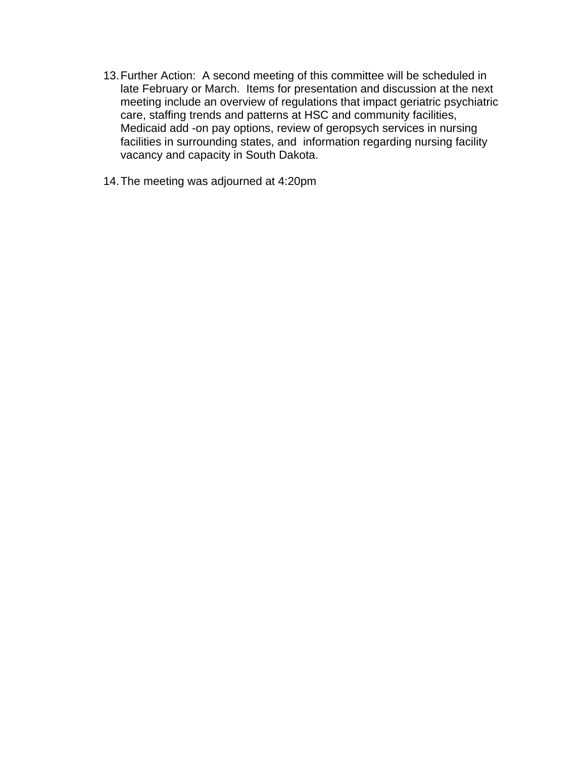13. Further Action: A second meeting of this committee will be scheduled in late February or March. Items for presentation and discussion at the next meeting include an overview of regulations that impact geriatric psychiatric care, staffing trends and patterns at HSC and community facilities, Medicaid add -on pay options, review of geropsych services in nursing facilities in surrounding states, and information regarding nursing facility vacancy and capacity in South Dakota.

14. The meeting was adjourned at 4:20pm